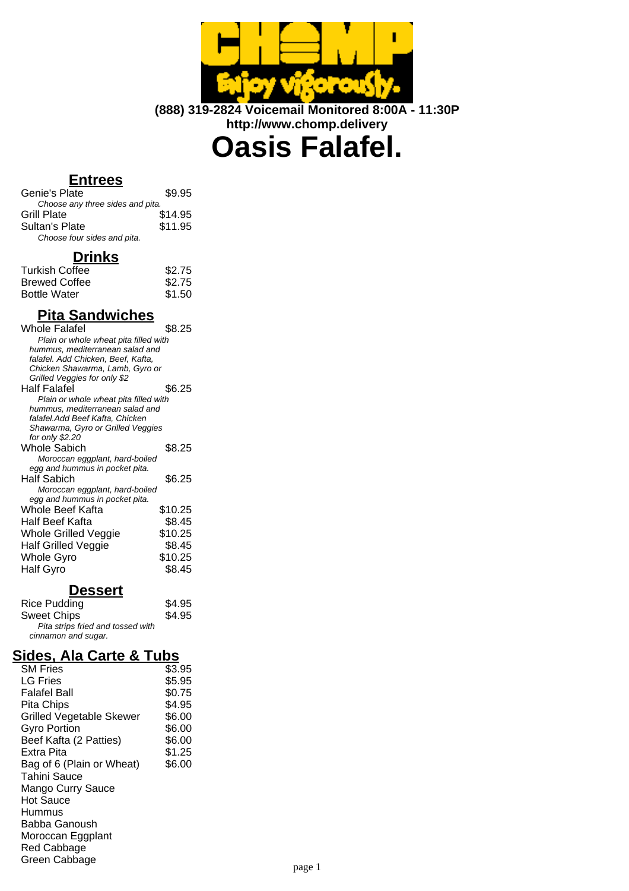**(888) 319-2824 Voicemail Monitored 8:00A - 11:30P**
**http://www.chomp.delivery**

# Oasis Falafel.

## Entrees

| | |
|---|---|
| Genie's Plate | $9.95 |
| *Choose any three sides and pita.* | |
| Grill Plate | $14.95 |
| Sultan's Plate | $11.95 |
| *Choose four sides and pita.* | |

## Drinks

| | |
|---|---|
| Turkish Coffee | $2.75 |
| Brewed Coffee | $2.75 |
| Bottle Water | $1.50 |

## Pita Sandwiches

| | |
|---|---|
| Whole Falafel | $8.25 |
| *Plain or whole wheat pita filled with hummus, mediterranean salad and falafel. Add Chicken, Beef, Kafta, Chicken Shawarma, Lamb, Gyro or Grilled Veggies for only $2* | |
| Half Falafel | $6.25 |
| *Plain or whole wheat pita filled with hummus, mediterranean salad and falafel.Add Beef Kafta, Chicken Shawarma, Gyro or Grilled Veggies for only $2.20* | |
| Whole Sabich | $8.25 |
| *Moroccan eggplant, hard-boiled egg and hummus in pocket pita.* | |
| Half Sabich | $6.25 |
| *Moroccan eggplant, hard-boiled egg and hummus in pocket pita.* | |
| Whole Beef Kafta | $10.25 |
| Half Beef Kafta | $8.45 |
| Whole Grilled Veggie | $10.25 |
| Half Grilled Veggie | $8.45 |
| Whole Gyro | $10.25 |
| Half Gyro | $8.45 |

## Dessert

| | |
|---|---|
| Rice Pudding | $4.95 |
| Sweet Chips | $4.95 |
| *Pita strips fried and tossed with cinnamon and sugar.* | |

## Sides, Ala Carte & Tubs

| | |
|---|---|
| SM Fries | $3.95 |
| LG Fries | $5.95 |
| Falafel Ball | $0.75 |
| Pita Chips | $4.95 |
| Grilled Vegetable Skewer | $6.00 |
| Gyro Portion | $6.00 |
| Beef Kafta (2 Patties) | $6.00 |
| Extra Pita | $1.25 |
| Bag of 6 (Plain or Wheat) | $6.00 |
| Tahini Sauce | |
| Mango Curry Sauce | |
| Hot Sauce | |
| Hummus | |
| Babba Ganoush | |
| Moroccan Eggplant | |
| Red Cabbage | |
| Green Cabbage | |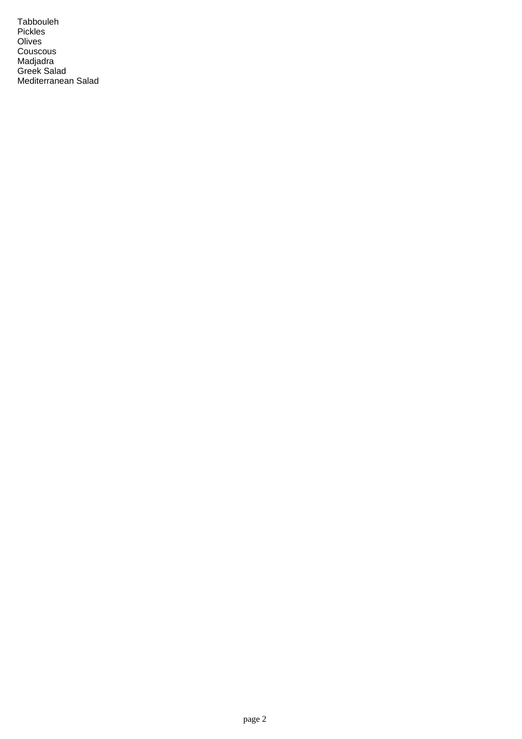Tabbouleh
Pickles
Olives
Couscous
Madjadra
Greek Salad
Mediterranean Salad